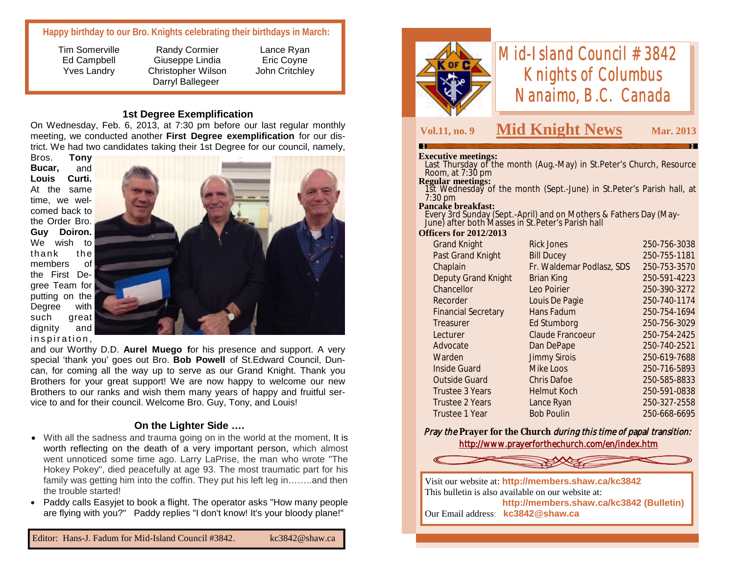**Happy birthday to our Bro. Knights celebrating their birthdays in March:**

| | | |
|---|---|---|
| Tim Somerville | Randy Cormier | Lance Ryan |
| Ed Campbell | Giuseppe Lindia | Eric Coyne |
| Yves Landry | Christopher Wilson | John Critchley |
| | Darryl Ballegeer | |

### 1st Degree Exemplification

On Wednesday, Feb. 6, 2013, at 7:30 pm before our last regular monthly meeting, we conducted another **First Degree exemplification** for our district. We had two candidates taking their 1st Degree for our council, namely, Bros. **Tony Bucar,** and **Louis Curti.** At the same time, we welcomed back to the Order Bro. **Guy Doiron.** We wish to thank the members of the First Degree Team for putting on the Degree with such great dignity and inspiration, and our Worthy D.D. **Aurel Muego f**or his presence and support. A very special 'thank you' goes out Bro. **Bob Powell** of St.Edward Council, Duncan, for coming all the way up to serve as our Grand Knight. Thank you Brothers for your great support! We are now happy to welcome our new Brothers to our ranks and wish them many years of happy and fruitful service to and for their council. Welcome Bro. Guy, Tony, and Louis!

### On the Lighter Side ….

- With all the sadness and trauma going on in the world at the moment, It is worth reflecting on the death of a very important person, which almost went unnoticed some time ago. Larry LaPrise, the man who wrote "The Hokey Pokey", died peacefully at age 93. The most traumatic part for his family was getting him into the coffin. They put his left leg in……..and then the trouble started!
- Paddy calls Easyjet to book a flight. The operator asks "How many people are flying with you?" Paddy replies "I don't know! It's your bloody plane!"

Editor: Hans-J. Fadum for Mid-Island Council #3842. kc3842@shaw.ca

# Mid-Island Council #3842 Knights of Columbus Nanaimo, B.C. Canada

**Vol.11, no. 9** — **Mid Knight News** — **Mar. 2013**

**Executive meetings:**
Last Thursday of the month (Aug.-May) in St.Peter's Church, Resource Room, at 7:30 pm

**Regular meetings:**
1st Wednesday of the month (Sept.-June) in St.Peter's Parish hall, at 7:30 pm

**Pancake breakfast:**
Every 3rd Sunday (Sept.-April) and on Mothers & Fathers Day (May-June) after both Masses in St.Peter's Parish hall

**Officers for 2012/2013**

| | | |
|---|---|---|
| Grand Knight | Rick Jones | 250-756-3038 |
| Past Grand Knight | Bill Ducey | 250-755-1181 |
| Chaplain | Fr. Waldemar Podlasz, SDS | 250-753-3570 |
| Deputy Grand Knight | Brian King | 250-591-4223 |
| Chancellor | Leo Poirier | 250-390-3272 |
| Recorder | Louis De Pagie | 250-740-1174 |
| Financial Secretary | Hans Fadum | 250-754-1694 |
| Treasurer | Ed Stumborg | 250-756-3029 |
| Lecturer | Claude Francoeur | 250-754-2425 |
| Advocate | Dan DePape | 250-740-2521 |
| Warden | Jimmy Sirois | 250-619-7688 |
| Inside Guard | Mike Loos | 250-716-5893 |
| Outside Guard | Chris Dafoe | 250-585-8833 |
| Trustee 3 Years | Helmut Koch | 250-591-0838 |
| Trustee 2 Years | Lance Ryan | 250-327-2558 |
| Trustee 1 Year | Bob Poulin | 250-668-6695 |

*Pray the* **Prayer for the Church** *during this time of papal transition:*
http://www.prayerforthechurch.com/en/index.htm

Visit our website at: **http://members.shaw.ca/kc3842**
This bulletin is also available on our website at:
**http://members.shaw.ca/kc3842 (Bulletin)**
Our Email address: **kc3842@shaw.ca**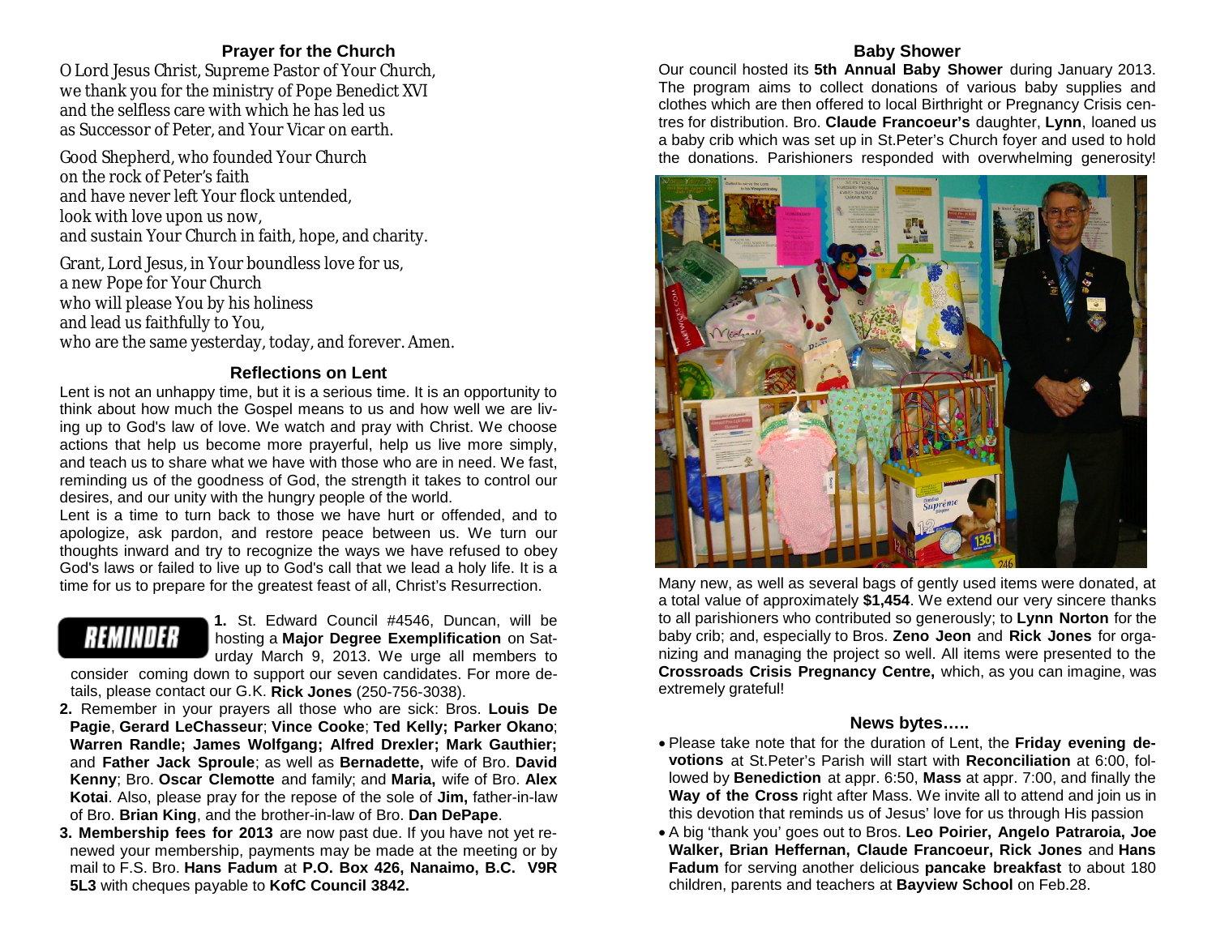## Prayer for the Church

O Lord Jesus Christ, Supreme Pastor of Your Church,
we thank you for the ministry of Pope Benedict XVI
and the selfless care with which he has led us
as Successor of Peter, and Your Vicar on earth.

Good Shepherd, who founded Your Church
on the rock of Peter's faith
and have never left Your flock untended,
look with love upon us now,
and sustain Your Church in faith, hope, and charity.

Grant, Lord Jesus, in Your boundless love for us,
a new Pope for Your Church
who will please You by his holiness
and lead us faithfully to You,
who are the same yesterday, today, and forever. Amen.

## Reflections on Lent

Lent is not an unhappy time, but it is a serious time. It is an opportunity to think about how much the Gospel means to us and how well we are living up to God's law of love. We watch and pray with Christ. We choose actions that help us become more prayerful, help us live more simply, and teach us to share what we have with those who are in need. We fast, reminding us of the goodness of God, the strength it takes to control our desires, and our unity with the hungry people of the world.
Lent is a time to turn back to those we have hurt or offended, and to apologize, ask pardon, and restore peace between us. We turn our thoughts inward and try to recognize the ways we have refused to obey God's laws or failed to live up to God's call that we lead a holy life. It is a time for us to prepare for the greatest feast of all, Christ's Resurrection.

**REMINDER**

1. St. Edward Council #4546, Duncan, will be hosting a **Major Degree Exemplification** on Saturday March 9, 2013. We urge all members to consider coming down to support our seven candidates. For more details, please contact our G.K. **Rick Jones** (250-756-3038).
2. Remember in your prayers all those who are sick: Bros. **Louis De Pagie**, **Gerard LeChasseur**; **Vince Cooke**; **Ted Kelly; Parker Okano**; **Warren Randle; James Wolfgang; Alfred Drexler; Mark Gauthier;** and **Father Jack Sproule**; as well as **Bernadette,** wife of Bro. **David Kenny**; Bro. **Oscar Clemotte** and family; and **Maria,** wife of Bro. **Alex Kotai**. Also, please pray for the repose of the sole of **Jim,** father-in-law of Bro. **Brian King**, and the brother-in-law of Bro. **Dan DePape**.
3. **Membership fees for 2013** are now past due. If you have not yet renewed your membership, payments may be made at the meeting or by mail to F.S. Bro. **Hans Fadum** at **P.O. Box 426, Nanaimo, B.C. V9R 5L3** with cheques payable to **KofC Council 3842.**

## Baby Shower

Our council hosted its **5th Annual Baby Shower** during January 2013. The program aims to collect donations of various baby supplies and clothes which are then offered to local Birthright or Pregnancy Crisis centres for distribution. Bro. **Claude Francoeur's** daughter, **Lynn**, loaned us a baby crib which was set up in St.Peter's Church foyer and used to hold the donations. Parishioners responded with overwhelming generosity!

Many new, as well as several bags of gently used items were donated, at a total value of approximately **$1,454**. We extend our very sincere thanks to all parishioners who contributed so generously; to **Lynn Norton** for the baby crib; and, especially to Bros. **Zeno Jeon** and **Rick Jones** for organizing and managing the project so well. All items were presented to the **Crossroads Crisis Pregnancy Centre,** which, as you can imagine, was extremely grateful!

## News bytes…..

- Please take note that for the duration of Lent, the **Friday evening devotions** at St.Peter's Parish will start with **Reconciliation** at 6:00, followed by **Benediction** at appr. 6:50, **Mass** at appr. 7:00, and finally the **Way of the Cross** right after Mass. We invite all to attend and join us in this devotion that reminds us of Jesus' love for us through His passion
- A big 'thank you' goes out to Bros. **Leo Poirier, Angelo Patraroia, Joe Walker, Brian Heffernan, Claude Francoeur, Rick Jones** and **Hans Fadum** for serving another delicious **pancake breakfast** to about 180 children, parents and teachers at **Bayview School** on Feb.28.